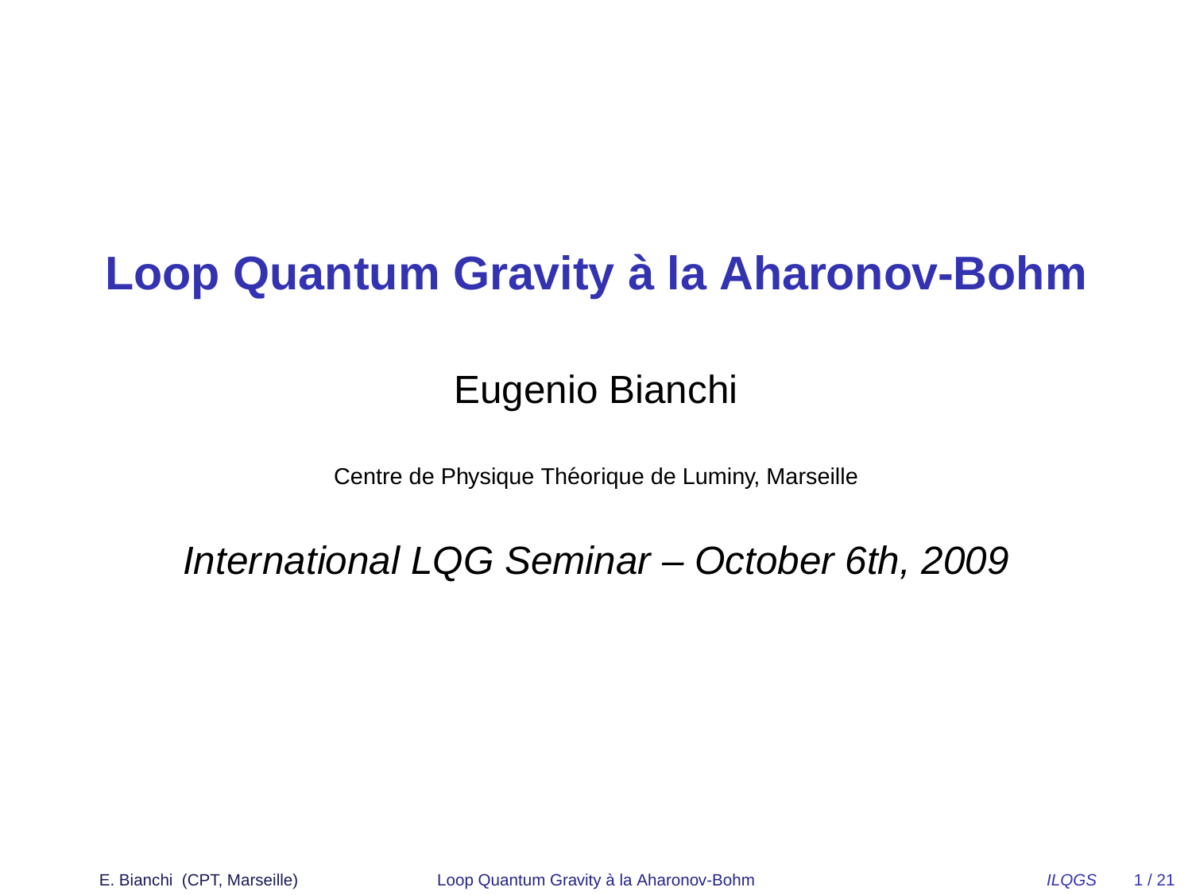# Loop Quantum Gravity à la Aharonov-Bohm

Eugenio Bianchi

Centre de Physique Théorique de Luminy, Marseille

*International LQG Seminar – October 6th, 2009*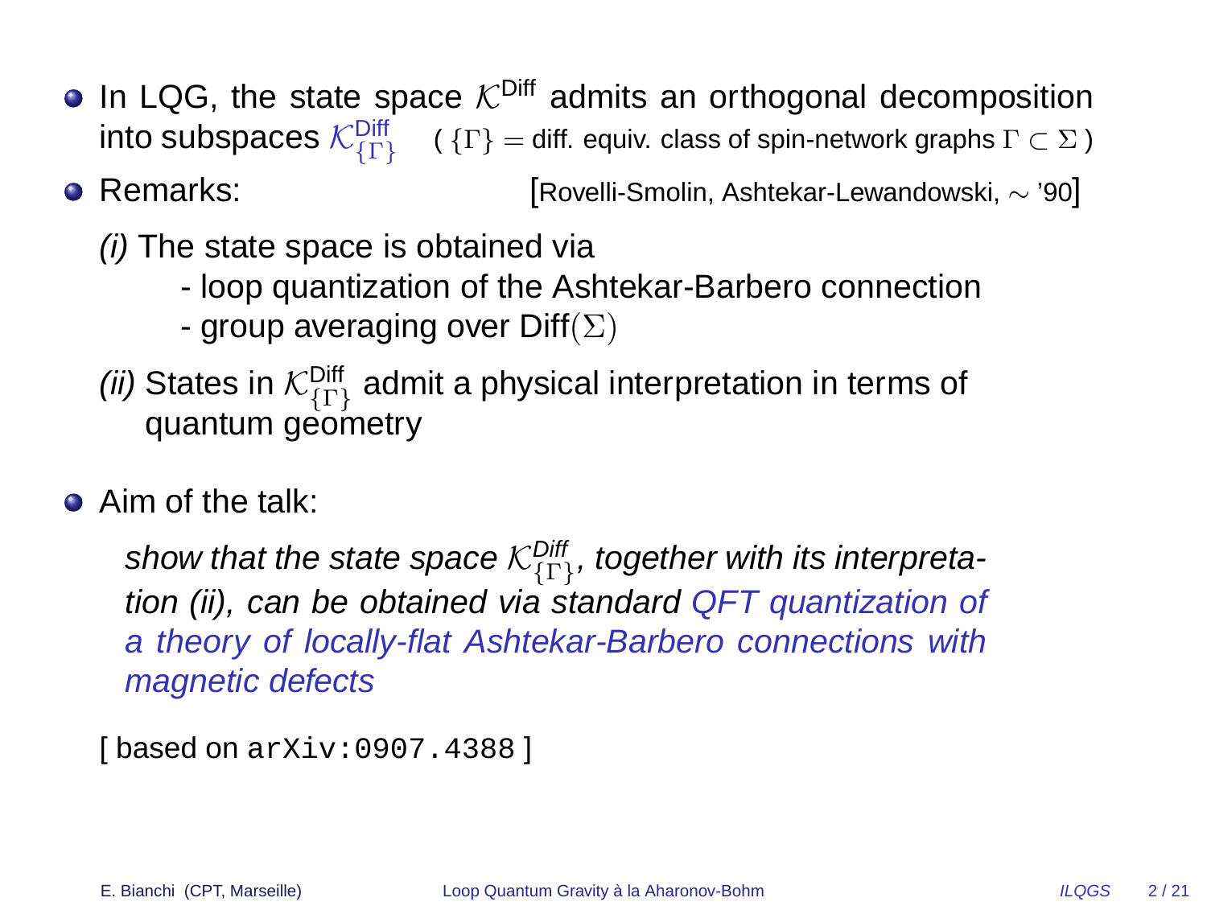- In LQG, the state space $\mathcal{K}^{\text{Diff}}$ admits an orthogonal decomposition into subspaces $\mathcal{K}^{\text{Diff}}_{\{\Gamma\}}$ ( $\{\Gamma\}$ = diff. equiv. class of spin-network graphs $\Gamma \subset \Sigma$ )
- Remarks: [Rovelli-Smolin, Ashtekar-Lewandowski, $\sim$ '90]

  *(i)* The state space is obtained via
  - loop quantization of the Ashtekar-Barbero connection
  - group averaging over Diff$(\Sigma)$

  *(ii)* States in $\mathcal{K}^{\text{Diff}}_{\{\Gamma\}}$ admit a physical interpretation in terms of quantum geometry

- Aim of the talk:

  *show that the state space $\mathcal{K}^{\text{Diff}}_{\{\Gamma\}}$, together with its interpretation (ii), can be obtained via standard QFT quantization of a theory of locally-flat Ashtekar-Barbero connections with magnetic defects*

[ based on `arXiv:0907.4388` ]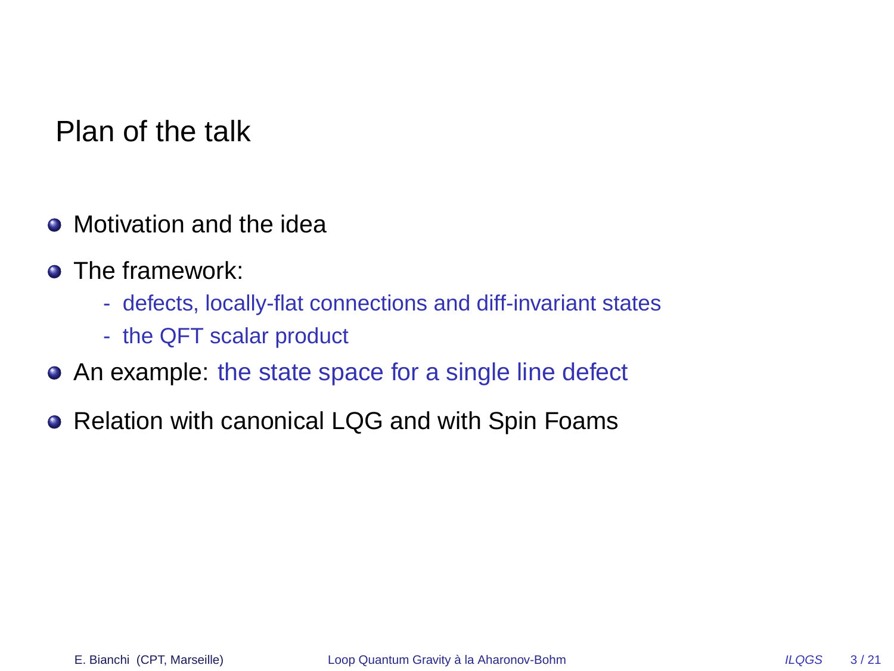# Plan of the talk

- Motivation and the idea
- The framework:
  - defects, locally-flat connections and diff-invariant states
  - the QFT scalar product
- An example: the state space for a single line defect
- Relation with canonical LQG and with Spin Foams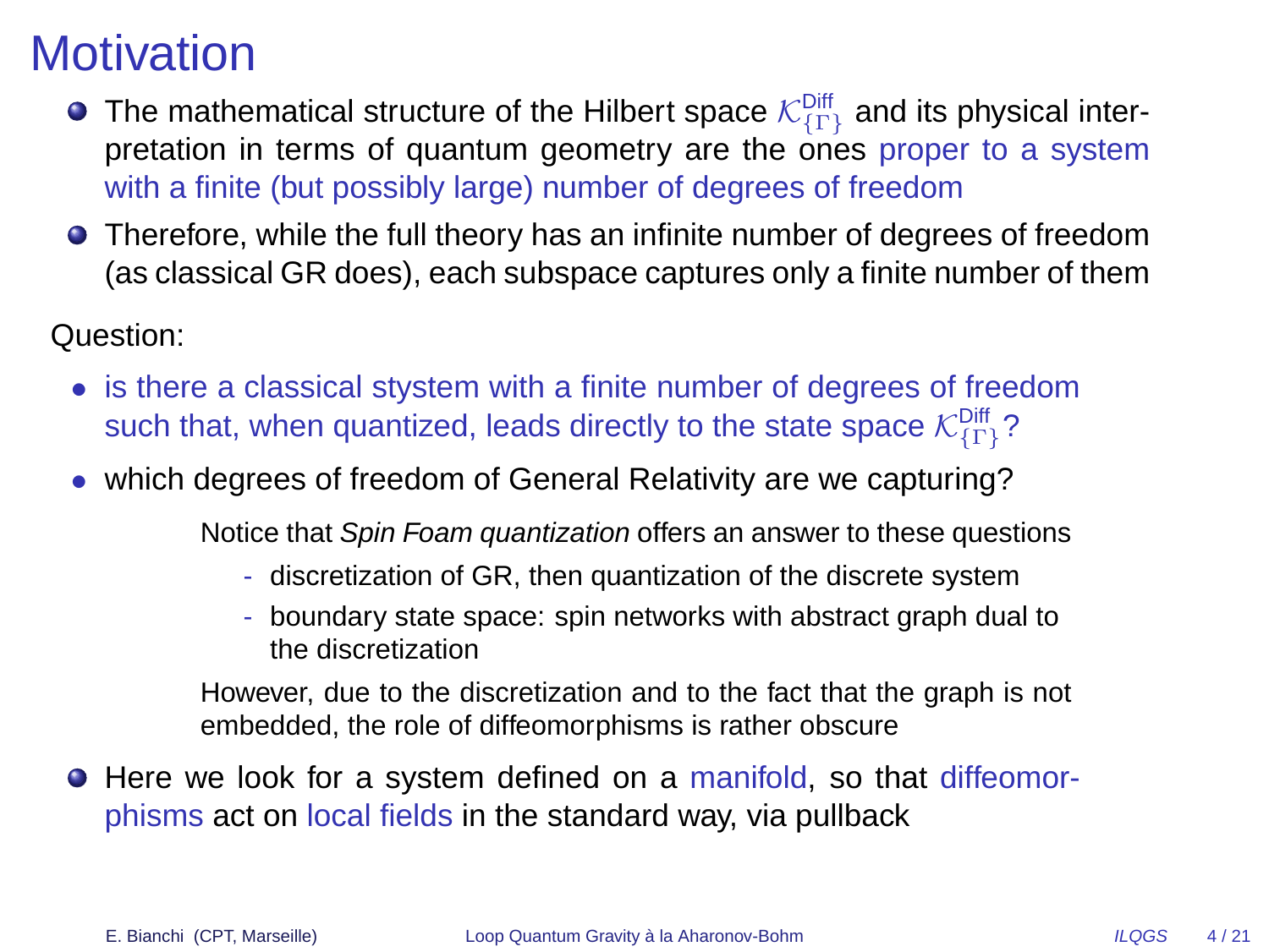# Motivation

- The mathematical structure of the Hilbert space $\mathcal{K}^{\text{Diff}}_{\{\Gamma\}}$ and its physical interpretation in terms of quantum geometry are the ones proper to a system with a finite (but possibly large) number of degrees of freedom
- Therefore, while the full theory has an infinite number of degrees of freedom (as classical GR does), each subspace captures only a finite number of them

Question:

- is there a classical system with a finite number of degrees of freedom such that, when quantized, leads directly to the state space $\mathcal{K}^{\text{Diff}}_{\{\Gamma\}}$?
- which degrees of freedom of General Relativity are we capturing?

  Notice that *Spin Foam quantization* offers an answer to these questions

  - discretization of GR, then quantization of the discrete system
  - boundary state space: spin networks with abstract graph dual to the discretization

  However, due to the discretization and to the fact that the graph is not embedded, the role of diffeomorphisms is rather obscure

- Here we look for a system defined on a manifold, so that diffeomorphisms act on local fields in the standard way, via pullback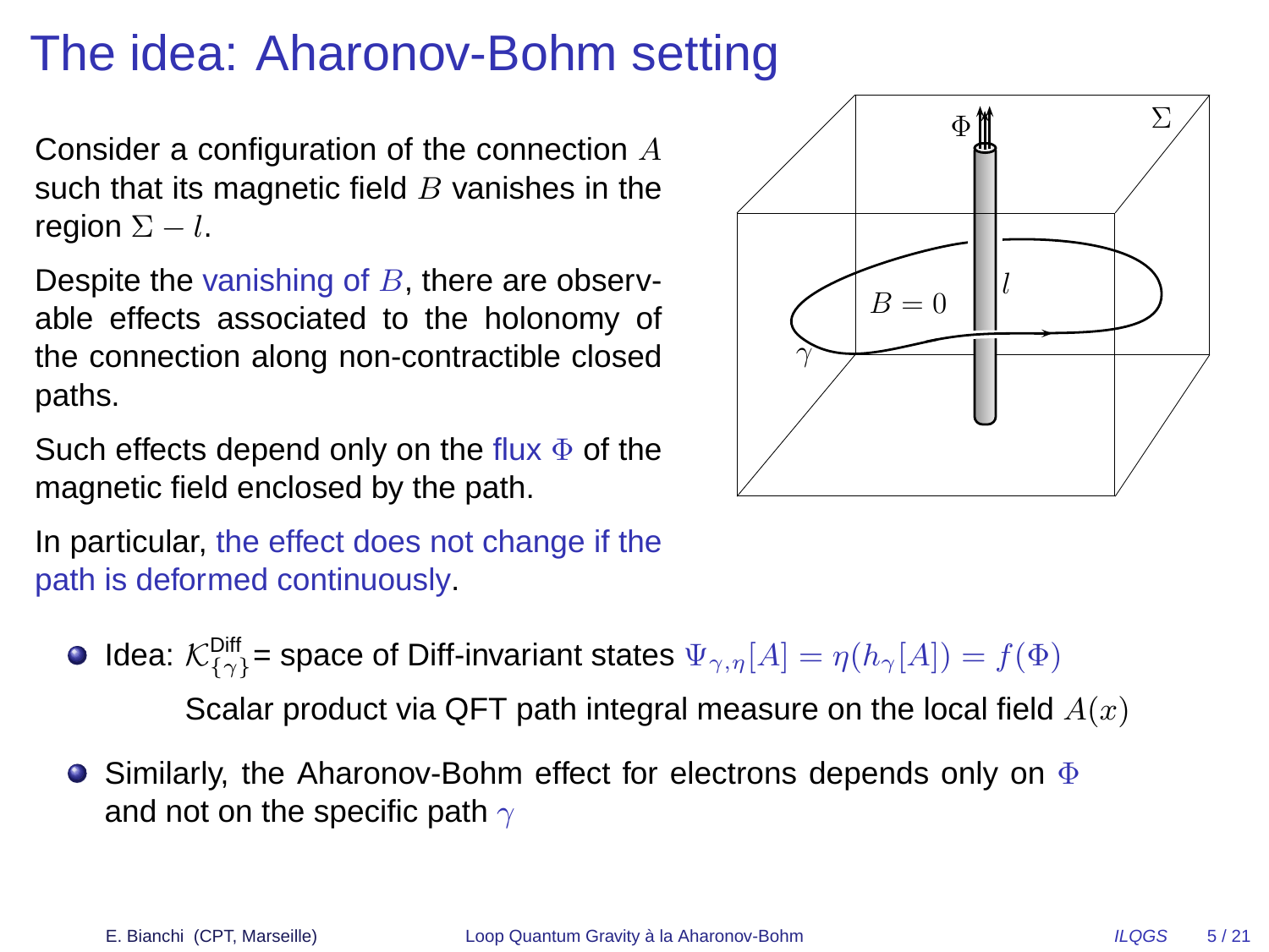# The idea: Aharonov-Bohm setting

Consider a configuration of the connection $A$ such that its magnetic field $B$ vanishes in the region $\Sigma - l$.

Despite the vanishing of $B$, there are observable effects associated to the holonomy of the connection along non-contractible closed paths.

Such effects depend only on the flux $\Phi$ of the magnetic field enclosed by the path.

In particular, the effect does not change if the path is deformed continuously.

- Idea: $\mathcal{K}^{\text{Diff}}_{\{\gamma\}}$ = space of Diff-invariant states $\Psi_{\gamma,\eta}[A] = \eta(h_\gamma[A]) = f(\Phi)$

  Scalar product via QFT path integral measure on the local field $A(x)$

- Similarly, the Aharonov-Bohm effect for electrons depends only on $\Phi$ and not on the specific path $\gamma$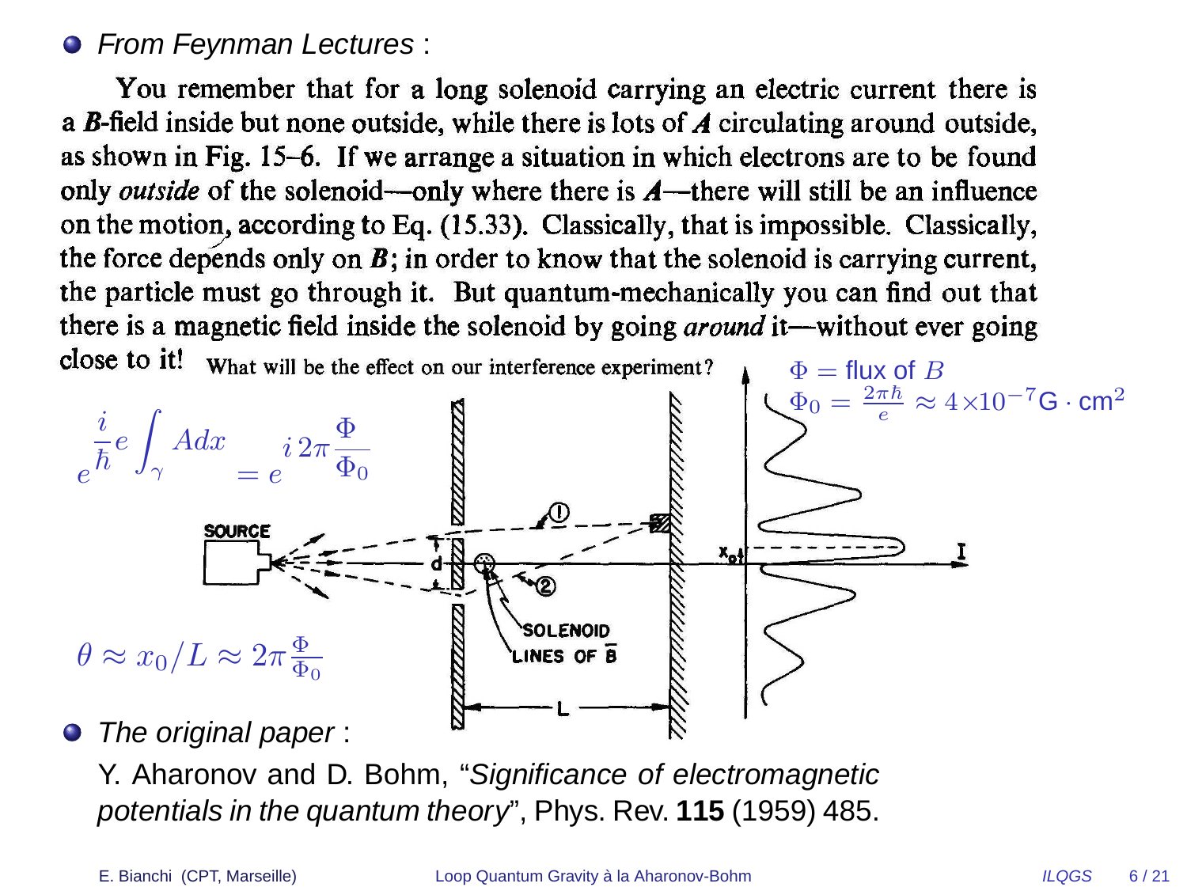- *From Feynman Lectures* :

You remember that for a long solenoid carrying an electric current there is a $\boldsymbol{B}$-field inside but none outside, while there is lots of $\boldsymbol{A}$ circulating around outside, as shown in Fig. 15–6. If we arrange a situation in which electrons are to be found only *outside* of the solenoid—only where there is $\boldsymbol{A}$—there will still be an influence on the motion, according to Eq. (15.33). Classically, that is impossible. Classically, the force depends only on $\boldsymbol{B}$; in order to know that the solenoid is carrying current, the particle must go through it. But quantum-mechanically you can find out that there is a magnetic field inside the solenoid by going *around* it—without ever going close to it! What will be the effect on our interference experiment?

$$e^{\frac{i}{\hbar}e\int_\gamma A dx} = e^{i\,2\pi\frac{\Phi}{\Phi_0}}$$

$\Phi =$ flux of $B$

$\Phi_0 = \frac{2\pi\hbar}{e} \approx 4\times 10^{-7}\,\mathrm{G}\cdot\mathrm{cm}^2$

$$\theta \approx x_0/L \approx 2\pi\frac{\Phi}{\Phi_0}$$

SOURCE, d, ①, ②, SOLENOID, LINES OF $\overline{B}$, L, $x_0$, I

- *The original paper* :

Y. Aharonov and D. Bohm, "*Significance of electromagnetic potentials in the quantum theory*", Phys. Rev. **115** (1959) 485.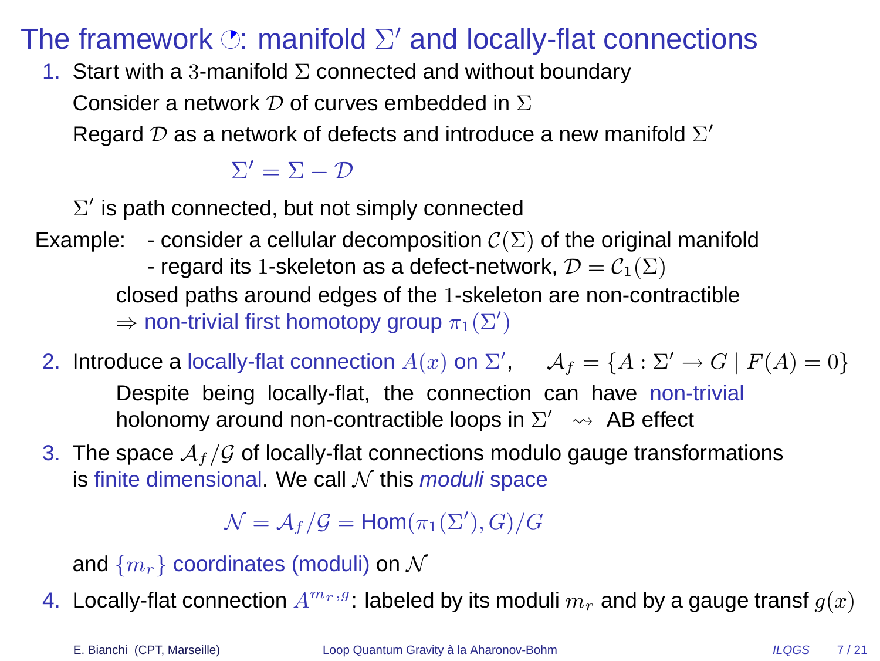# The framework ◔: manifold $\Sigma'$ and locally-flat connections

1. Start with a $3$-manifold $\Sigma$ connected and without boundary

   Consider a network $\mathcal{D}$ of curves embedded in $\Sigma$

   Regard $\mathcal{D}$ as a network of defects and introduce a new manifold $\Sigma'$

   $$\Sigma' = \Sigma - \mathcal{D}$$

   $\Sigma'$ is path connected, but not simply connected

Example: - consider a cellular decomposition $\mathcal{C}(\Sigma)$ of the original manifold
- regard its $1$-skeleton as a defect-network, $\mathcal{D} = \mathcal{C}_1(\Sigma)$

closed paths around edges of the $1$-skeleton are non-contractible
$\Rightarrow$ non-trivial first homotopy group $\pi_1(\Sigma')$

2. Introduce a locally-flat connection $A(x)$ on $\Sigma'$, $\quad \mathcal{A}_f = \{A : \Sigma' \to G \mid F(A) = 0\}$

   Despite being locally-flat, the connection can have non-trivial holonomy around non-contractible loops in $\Sigma'$ $\rightsquigarrow$ AB effect

3. The space $\mathcal{A}_f/\mathcal{G}$ of locally-flat connections modulo gauge transformations is finite dimensional. We call $\mathcal{N}$ this *moduli* space

   $$\mathcal{N} = \mathcal{A}_f/\mathcal{G} = \text{Hom}(\pi_1(\Sigma'), G)/G$$

   and $\{m_r\}$ coordinates (moduli) on $\mathcal{N}$

4. Locally-flat connection $A^{m_r,g}$: labeled by its moduli $m_r$ and by a gauge transf $g(x)$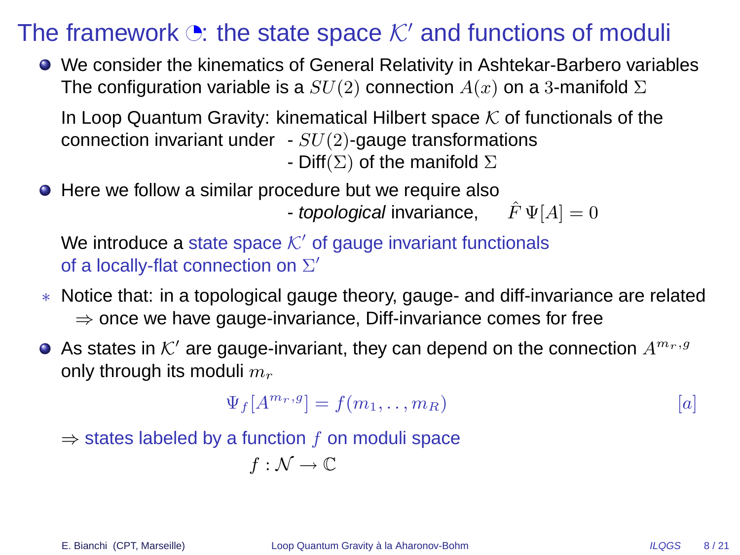# The framework ◔: the state space $\mathcal{K}'$ and functions of moduli

- We consider the kinematics of General Relativity in Ashtekar-Barbero variables
  The configuration variable is a $SU(2)$ connection $A(x)$ on a 3-manifold $\Sigma$

  In Loop Quantum Gravity: kinematical Hilbert space $\mathcal{K}$ of functionals of the connection invariant under
  - $SU(2)$-gauge transformations
  - Diff$(\Sigma)$ of the manifold $\Sigma$

- Here we follow a similar procedure but we require also
  - *topological* invariance, $\quad \hat{F}\,\Psi[A] = 0$

  We introduce a state space $\mathcal{K}'$ of gauge invariant functionals of a locally-flat connection on $\Sigma'$

∗ Notice that: in a topological gauge theory, gauge- and diff-invariance are related
  ⇒ once we have gauge-invariance, Diff-invariance comes for free

- As states in $\mathcal{K}'$ are gauge-invariant, they can depend on the connection $A^{m_r,g}$ only through its moduli $m_r$

$$\Psi_f[A^{m_r,g}] = f(m_1, \ldots, m_R) \qquad [a]$$

⇒ states labeled by a function $f$ on moduli space

$$f : \mathcal{N} \to \mathbb{C}$$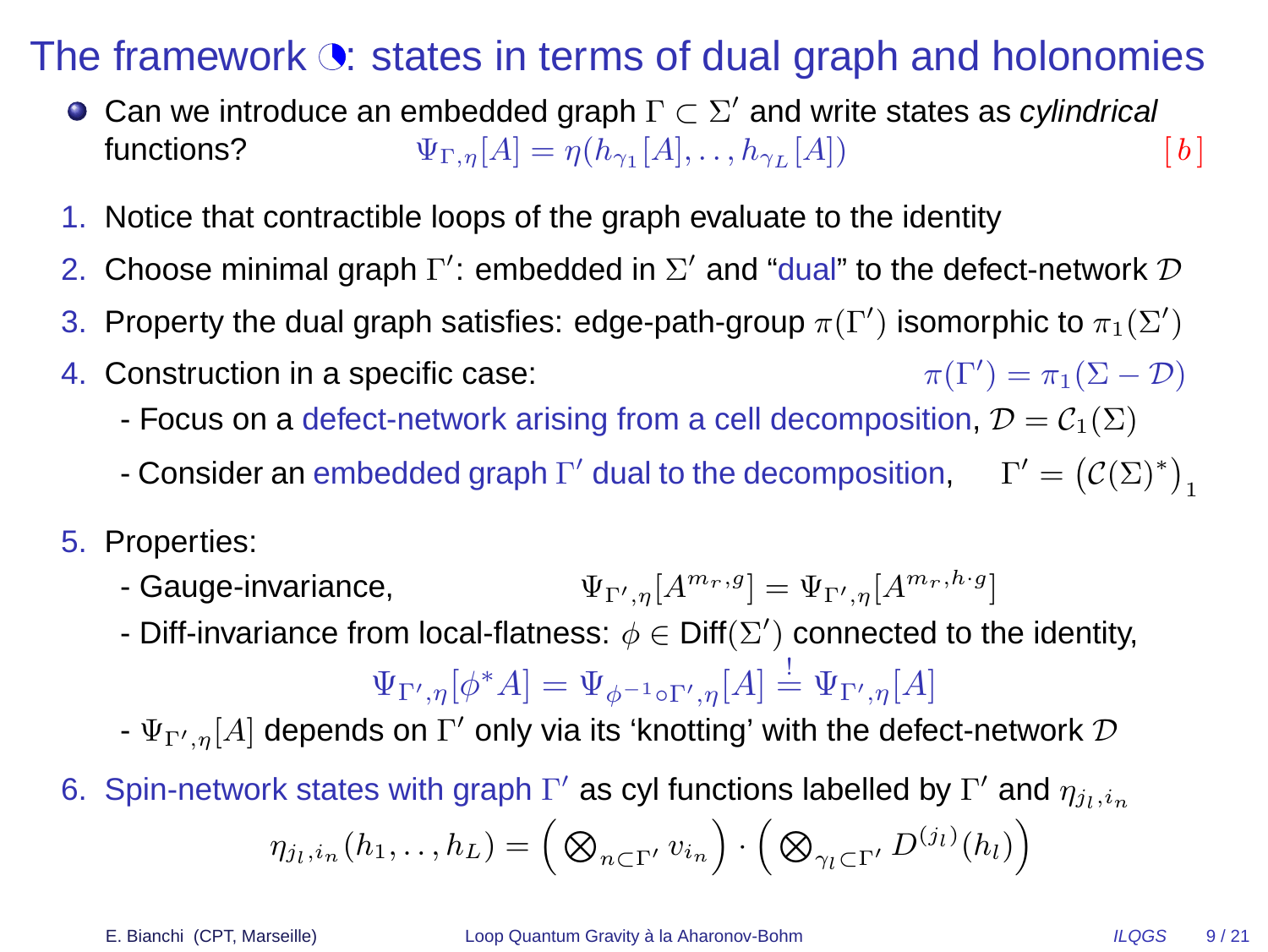# The framework ◔: states in terms of dual graph and holonomies

- Can we introduce an embedded graph $\Gamma \subset \Sigma'$ and write states as *cylindrical* functions? $\Psi_{\Gamma,\eta}[A] = \eta(h_{\gamma_1}[A], .., h_{\gamma_L}[A])$ [b]

1. Notice that contractible loops of the graph evaluate to the identity
2. Choose minimal graph $\Gamma'$: embedded in $\Sigma'$ and "dual" to the defect-network $\mathcal{D}$
3. Property the dual graph satisfies: edge-path-group $\pi(\Gamma')$ isomorphic to $\pi_1(\Sigma')$
4. Construction in a specific case: $\pi(\Gamma') = \pi_1(\Sigma - \mathcal{D})$
   - Focus on a defect-network arising from a cell decomposition, $\mathcal{D} = \mathcal{C}_1(\Sigma)$
   - Consider an embedded graph $\Gamma'$ dual to the decomposition, $\Gamma' = \left(\mathcal{C}(\Sigma)^*\right)_1$
5. Properties:
   - Gauge-invariance, $\Psi_{\Gamma',\eta}[A^{m_r,g}] = \Psi_{\Gamma',\eta}[A^{m_r,h\cdot g}]$
   - Diff-invariance from local-flatness: $\phi \in$ Diff$(\Sigma')$ connected to the identity,
     $$\Psi_{\Gamma',\eta}[\phi^* A] = \Psi_{\phi^{-1}\circ\Gamma',\eta}[A] \stackrel{!}{=} \Psi_{\Gamma',\eta}[A]$$
   - $\Psi_{\Gamma',\eta}[A]$ depends on $\Gamma'$ only via its 'knotting' with the defect-network $\mathcal{D}$
6. Spin-network states with graph $\Gamma'$ as cyl functions labelled by $\Gamma'$ and $\eta_{j_l,i_n}$
   $$\eta_{j_l,i_n}(h_1, .., h_L) = \Big( \bigotimes_{n\subset\Gamma'} v_{i_n} \Big) \cdot \Big( \bigotimes_{\gamma_l\subset\Gamma'} D^{(j_l)}(h_l) \Big)$$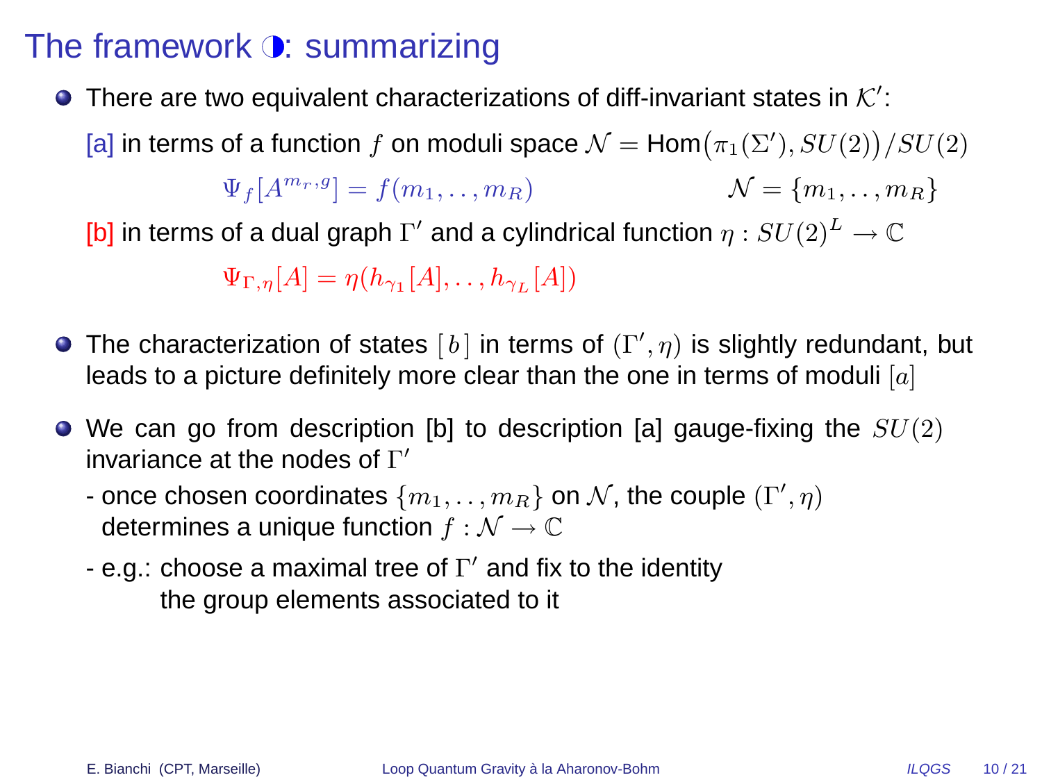# The framework ◑: summarizing

- There are two equivalent characterizations of diff-invariant states in $\mathcal{K}'$:

  [a] in terms of a function $f$ on moduli space $\mathcal{N} = \text{Hom}\big(\pi_1(\Sigma'), SU(2)\big)/SU(2)$

  $$\Psi_f[A^{m_r,g}] = f(m_1,..,m_R) \qquad \mathcal{N} = \{m_1,..,m_R\}$$

  [b] in terms of a dual graph $\Gamma'$ and a cylindrical function $\eta : SU(2)^L \to \mathbb{C}$

  $$\Psi_{\Gamma,\eta}[A] = \eta(h_{\gamma_1}[A],..,h_{\gamma_L}[A])$$

- The characterization of states $[\,b\,]$ in terms of $(\Gamma', \eta)$ is slightly redundant, but leads to a picture definitely more clear than the one in terms of moduli $[a]$

- We can go from description [b] to description [a] gauge-fixing the $SU(2)$ invariance at the nodes of $\Gamma'$
  - once chosen coordinates $\{m_1,..,m_R\}$ on $\mathcal{N}$, the couple $(\Gamma', \eta)$ determines a unique function $f : \mathcal{N} \to \mathbb{C}$
  - e.g.: choose a maximal tree of $\Gamma'$ and fix to the identity the group elements associated to it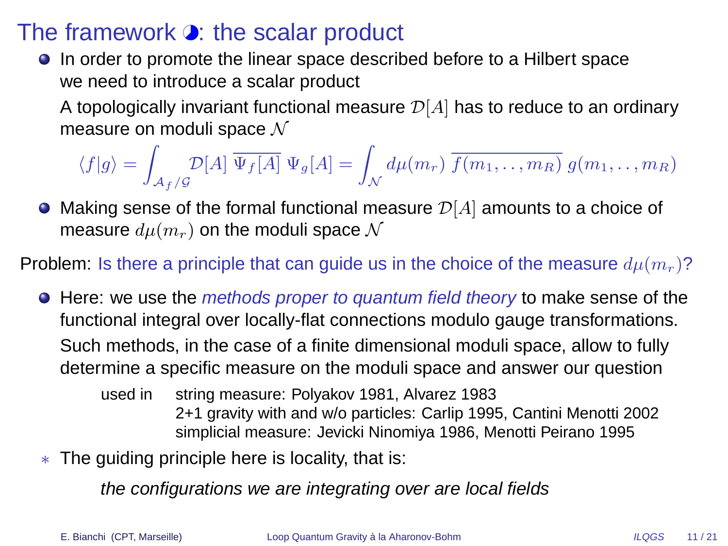# The framework ◑: the scalar product

- In order to promote the linear space described before to a Hilbert space we need to introduce a scalar product

  A topologically invariant functional measure $\mathcal{D}[A]$ has to reduce to an ordinary measure on moduli space $\mathcal{N}$

$$\langle f|g\rangle = \int_{\mathcal{A}_f/\mathcal{G}} \mathcal{D}[A]\, \overline{\Psi_f[A]}\, \Psi_g[A] = \int_{\mathcal{N}} d\mu(m_r)\, \overline{f(m_1,..,m_R)}\, g(m_1,..,m_R)$$

- Making sense of the formal functional measure $\mathcal{D}[A]$ amounts to a choice of measure $d\mu(m_r)$ on the moduli space $\mathcal{N}$

Problem: Is there a principle that can guide us in the choice of the measure $d\mu(m_r)$?

- Here: we use the *methods proper to quantum field theory* to make sense of the functional integral over locally-flat connections modulo gauge transformations.

  Such methods, in the case of a finite dimensional moduli space, allow to fully determine a specific measure on the moduli space and answer our question

  used in
  - string measure: Polyakov 1981, Alvarez 1983
  - 2+1 gravity with and w/o particles: Carlip 1995, Cantini Menotti 2002
  - simplicial measure: Jevicki Ninomiya 1986, Menotti Peirano 1995

* The guiding principle here is locality, that is:

  *the configurations we are integrating over are local fields*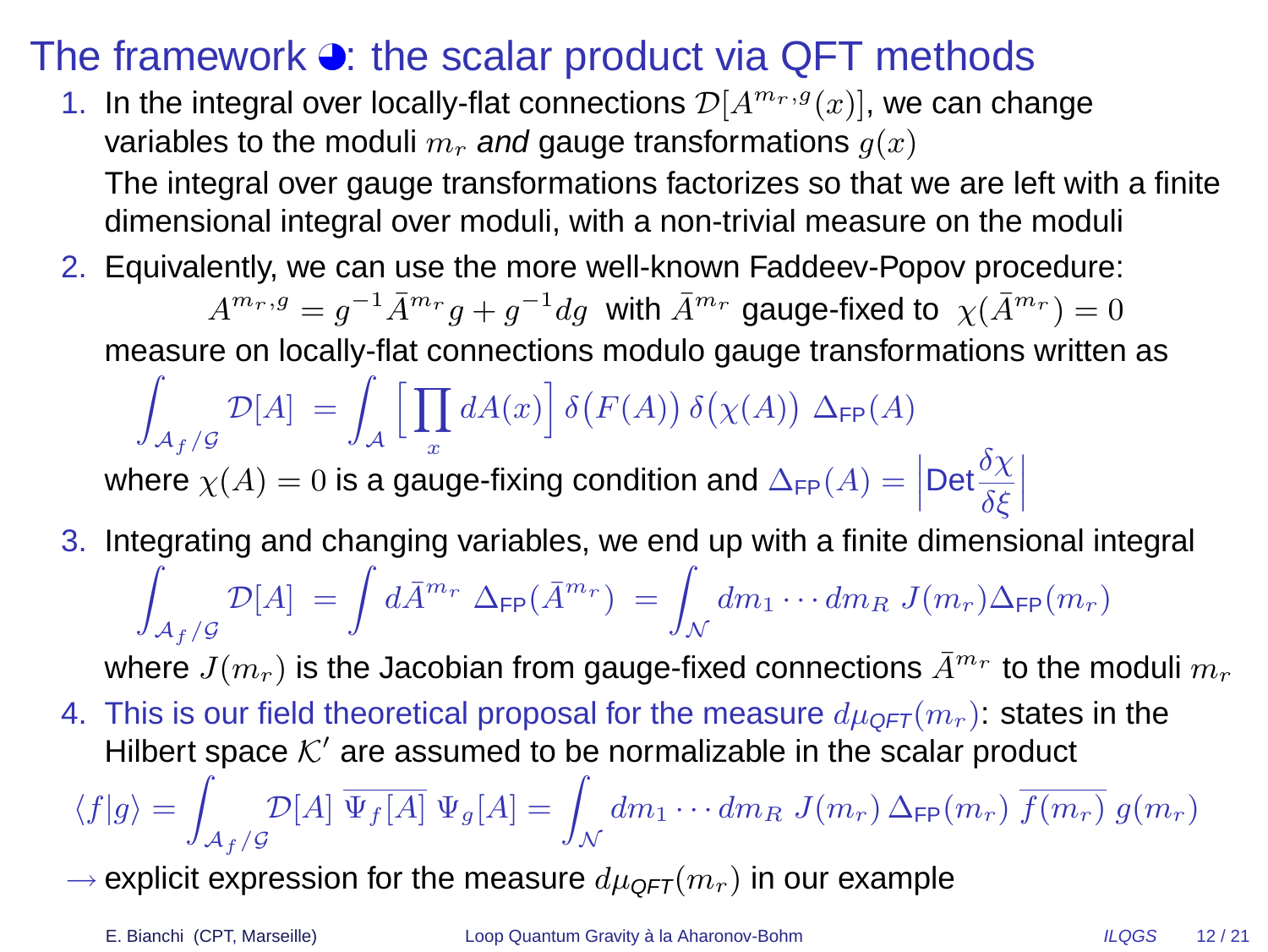# The framework ◕: the scalar product via QFT methods

1. In the integral over locally-flat connections $\mathcal{D}[A^{m_r,g}(x)]$, we can change variables to the moduli $m_r$ *and* gauge transformations $g(x)$

   The integral over gauge transformations factorizes so that we are left with a finite dimensional integral over moduli, with a non-trivial measure on the moduli

2. Equivalently, we can use the more well-known Faddeev-Popov procedure:

   $$A^{m_r,g} = g^{-1}\bar{A}^{m_r}g + g^{-1}dg \;\text{ with } \bar{A}^{m_r} \text{ gauge-fixed to } \;\chi(\bar{A}^{m_r}) = 0$$

   measure on locally-flat connections modulo gauge transformations written as

   $$\int_{\mathcal{A}_f/\mathcal{G}} \mathcal{D}[A] \;=\int_{\mathcal{A}} \Big[\prod_x dA(x)\Big]\,\delta\big(F(A)\big)\,\delta\big(\chi(A)\big)\;\Delta_{\mathsf{FP}}(A)$$

   where $\chi(A) = 0$ is a gauge-fixing condition and $\Delta_{\mathsf{FP}}(A) = \Big|\mathsf{Det}\dfrac{\delta\chi}{\delta\xi}\Big|$

3. Integrating and changing variables, we end up with a finite dimensional integral

   $$\int_{\mathcal{A}_f/\mathcal{G}} \mathcal{D}[A] \;=\int d\bar{A}^{m_r}\;\Delta_{\mathsf{FP}}(\bar{A}^{m_r}) \;=\int_{\mathcal{N}} dm_1\cdots dm_R\; J(m_r)\Delta_{\mathsf{FP}}(m_r)$$

   where $J(m_r)$ is the Jacobian from gauge-fixed connections $\bar{A}^{m_r}$ to the moduli $m_r$

4. This is our field theoretical proposal for the measure $d\mu_{QFT}(m_r)$: states in the Hilbert space $\mathcal{K}'$ are assumed to be normalizable in the scalar product

$$\langle f|g\rangle = \int_{\mathcal{A}_f/\mathcal{G}} \mathcal{D}[A]\;\overline{\Psi_f[A]}\;\Psi_g[A] = \int_{\mathcal{N}} dm_1\cdots dm_R\; J(m_r)\,\Delta_{\mathsf{FP}}(m_r)\;\overline{f(m_r)}\;g(m_r)$$

$\rightarrow$ explicit expression for the measure $d\mu_{QFT}(m_r)$ in our example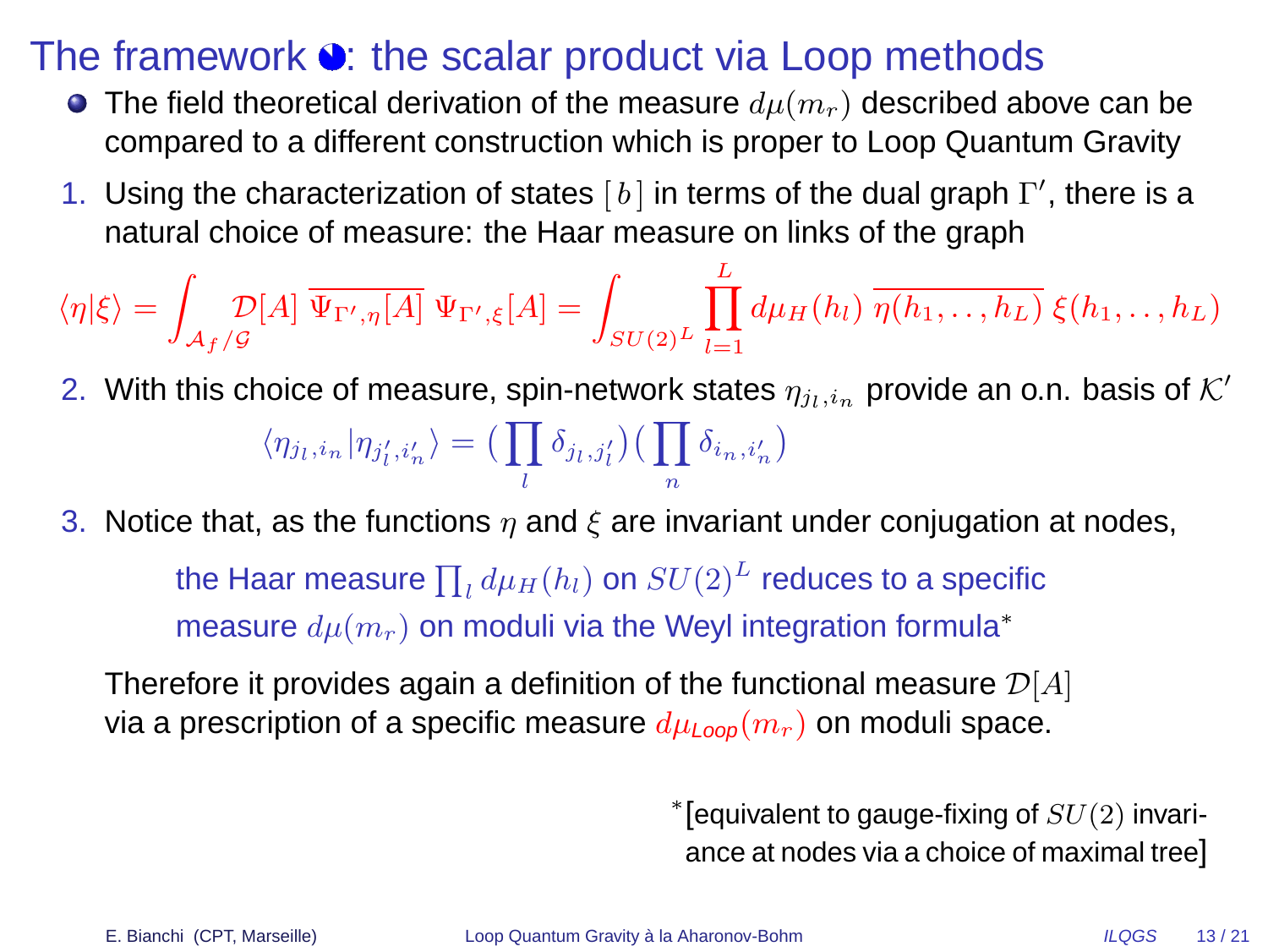# The framework ◕: the scalar product via Loop methods

- The field theoretical derivation of the measure $d\mu(m_r)$ described above can be compared to a different construction which is proper to Loop Quantum Gravity

1. Using the characterization of states $[\,b\,]$ in terms of the dual graph $\Gamma'$, there is a natural choice of measure: the Haar measure on links of the graph

$$\langle \eta | \xi \rangle = \int_{\mathcal{A}_f/\mathcal{G}} \mathcal{D}[A]\; \overline{\Psi_{\Gamma',\eta}[A]}\; \Psi_{\Gamma',\xi}[A] = \int_{SU(2)^L} \prod_{l=1}^{L} d\mu_H(h_l)\; \overline{\eta(h_1,\ldots,h_L)}\; \xi(h_1,\ldots,h_L)$$

2. With this choice of measure, spin-network states $\eta_{j_l,i_n}$ provide an o.n. basis of $\mathcal{K}'$

$$\langle \eta_{j_l,i_n} | \eta_{j'_l,i'_n} \rangle = \big(\prod_l \delta_{j_l,j'_l}\big)\big(\prod_n \delta_{i_n,i'_n}\big)$$

3. Notice that, as the functions $\eta$ and $\xi$ are invariant under conjugation at nodes,

   the Haar measure $\prod_l d\mu_H(h_l)$ on $SU(2)^L$ reduces to a specific measure $d\mu(m_r)$ on moduli via the Weyl integration formula*

   Therefore it provides again a definition of the functional measure $\mathcal{D}[A]$ via a prescription of a specific measure $d\mu_{Loop}(m_r)$ on moduli space.

*[equivalent to gauge-fixing of $SU(2)$ invariance at nodes via a choice of maximal tree]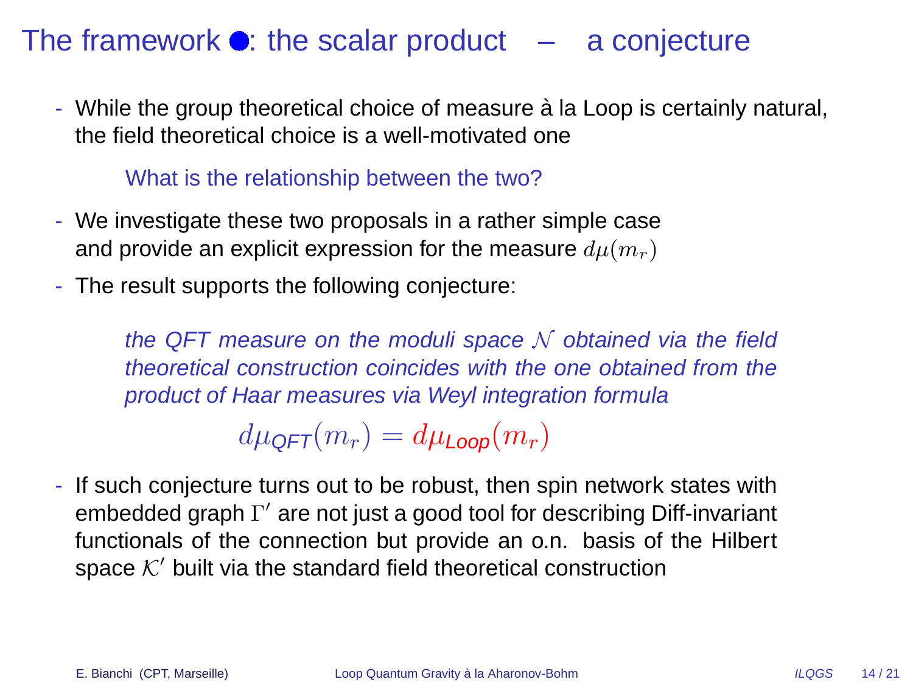# The framework ●: the scalar product – a conjecture

- While the group theoretical choice of measure à la Loop is certainly natural, the field theoretical choice is a well-motivated one

  What is the relationship between the two?

- We investigate these two proposals in a rather simple case and provide an explicit expression for the measure $d\mu(m_r)$

- The result supports the following conjecture:

  *the QFT measure on the moduli space $\mathcal{N}$ obtained via the field theoretical construction coincides with the one obtained from the product of Haar measures via Weyl integration formula*

$$d\mu_{\mathit{QFT}}(m_r) = d\mu_{\mathit{Loop}}(m_r)$$

- If such conjecture turns out to be robust, then spin network states with embedded graph $\Gamma'$ are not just a good tool for describing Diff-invariant functionals of the connection but provide an o.n. basis of the Hilbert space $\mathcal{K}'$ built via the standard field theoretical construction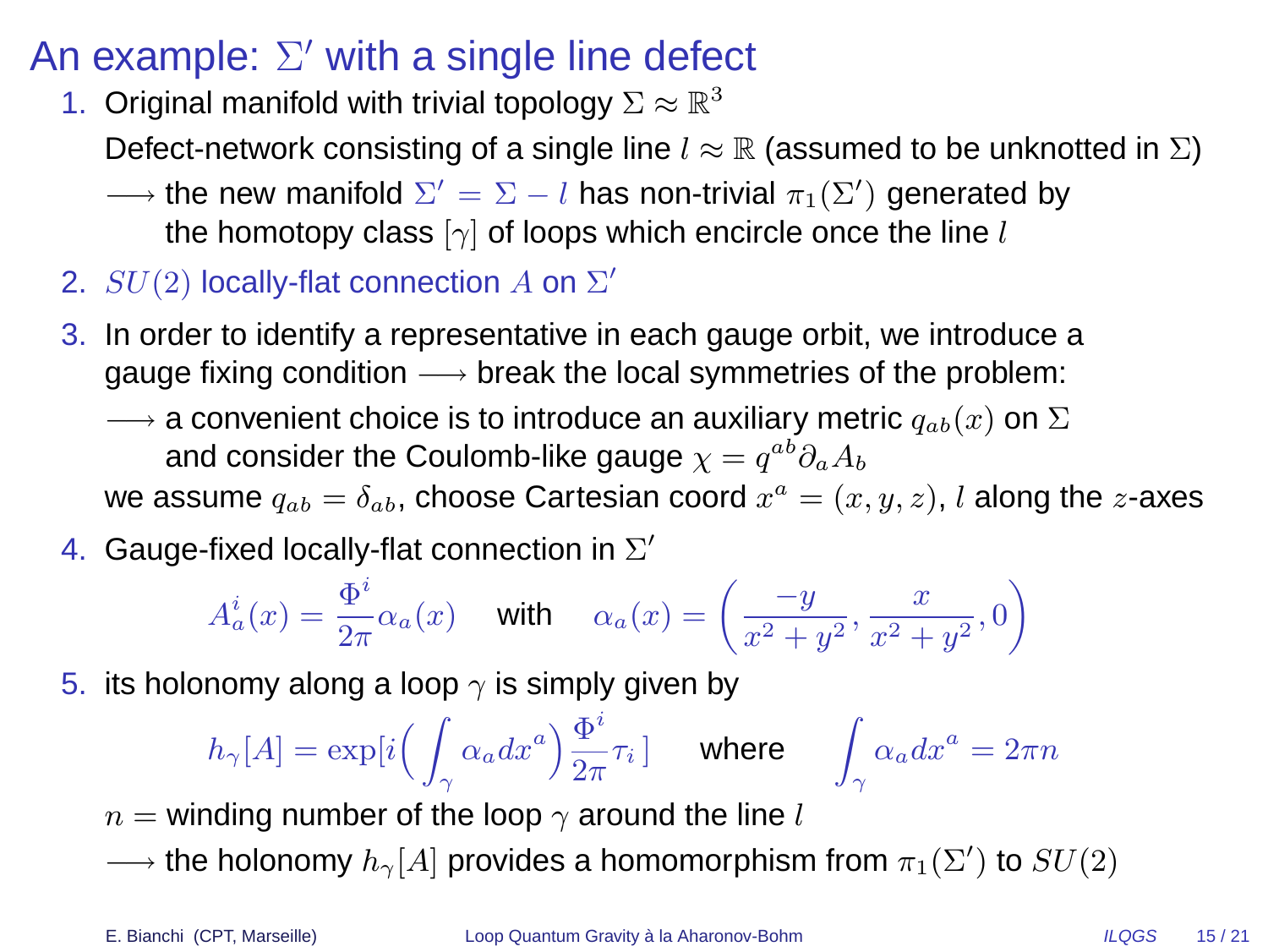# An example: $\Sigma'$ with a single line defect

1. Original manifold with trivial topology $\Sigma \approx \mathbb{R}^3$

   Defect-network consisting of a single line $l \approx \mathbb{R}$ (assumed to be unknotted in $\Sigma$)

   $\longrightarrow$ the new manifold $\Sigma' = \Sigma - l$ has non-trivial $\pi_1(\Sigma')$ generated by the homotopy class $[\gamma]$ of loops which encircle once the line $l$

2. $SU(2)$ locally-flat connection $A$ on $\Sigma'$

3. In order to identify a representative in each gauge orbit, we introduce a gauge fixing condition $\longrightarrow$ break the local symmetries of the problem:

   $\longrightarrow$ a convenient choice is to introduce an auxiliary metric $q_{ab}(x)$ on $\Sigma$ and consider the Coulomb-like gauge $\chi = q^{ab}\partial_a A_b$

   we assume $q_{ab} = \delta_{ab}$, choose Cartesian coord $x^a = (x, y, z)$, $l$ along the $z$-axes

4. Gauge-fixed locally-flat connection in $\Sigma'$

$$A^i_a(x) = \frac{\Phi^i}{2\pi}\alpha_a(x) \quad \text{with} \quad \alpha_a(x) = \left(\frac{-y}{x^2+y^2}, \frac{x}{x^2+y^2}, 0\right)$$

5. its holonomy along a loop $\gamma$ is simply given by

$$h_\gamma[A] = \exp[i\Big(\int_\gamma \alpha_a dx^a\Big)\frac{\Phi^i}{2\pi}\tau_i\,] \quad \text{where} \quad \int_\gamma \alpha_a dx^a = 2\pi n$$

   $n =$ winding number of the loop $\gamma$ around the line $l$

   $\longrightarrow$ the holonomy $h_\gamma[A]$ provides a homomorphism from $\pi_1(\Sigma')$ to $SU(2)$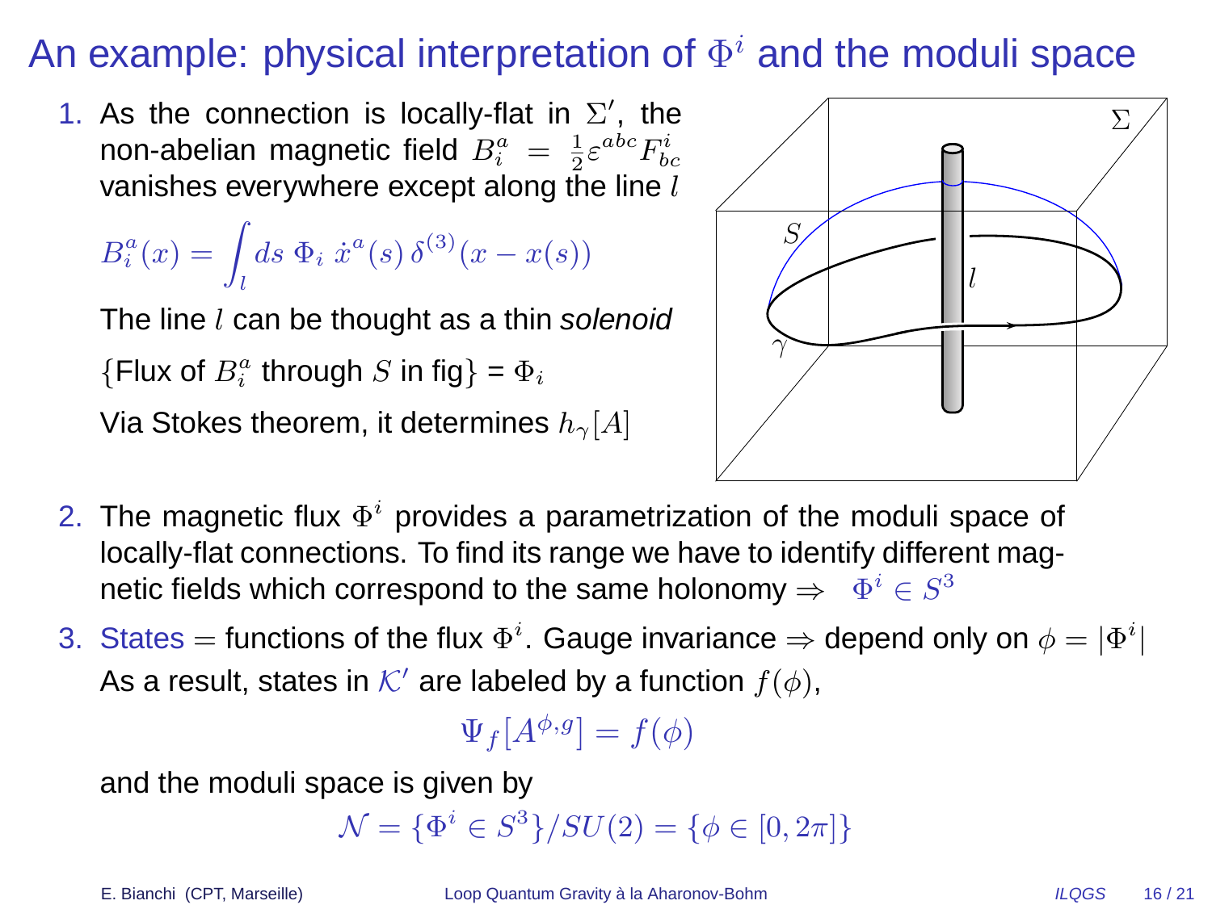# An example: physical interpretation of $\Phi^i$ and the moduli space

1. As the connection is locally-flat in $\Sigma'$, the non-abelian magnetic field $B_i^a = \frac{1}{2}\varepsilon^{abc}F_{bc}^i$ vanishes everywhere except along the line $l$

$$B_i^a(x) = \int_l ds\ \Phi_i\ \dot{x}^a(s)\,\delta^{(3)}(x - x(s))$$

The line $l$ can be thought as a thin *solenoid*

{Flux of $B_i^a$ through $S$ in fig} = $\Phi_i$

Via Stokes theorem, it determines $h_\gamma[A]$

2. The magnetic flux $\Phi^i$ provides a parametrization of the moduli space of locally-flat connections. To find its range we have to identify different magnetic fields which correspond to the same holonomy $\Rightarrow$ $\Phi^i \in S^3$

3. States $=$ functions of the flux $\Phi^i$. Gauge invariance $\Rightarrow$ depend only on $\phi = |\Phi^i|$

As a result, states in $\mathcal{K}'$ are labeled by a function $f(\phi)$,

$$\Psi_f[A^{\phi,g}] = f(\phi)$$

and the moduli space is given by

$$\mathcal{N} = \{\Phi^i \in S^3\}/SU(2) = \{\phi \in [0, 2\pi]\}$$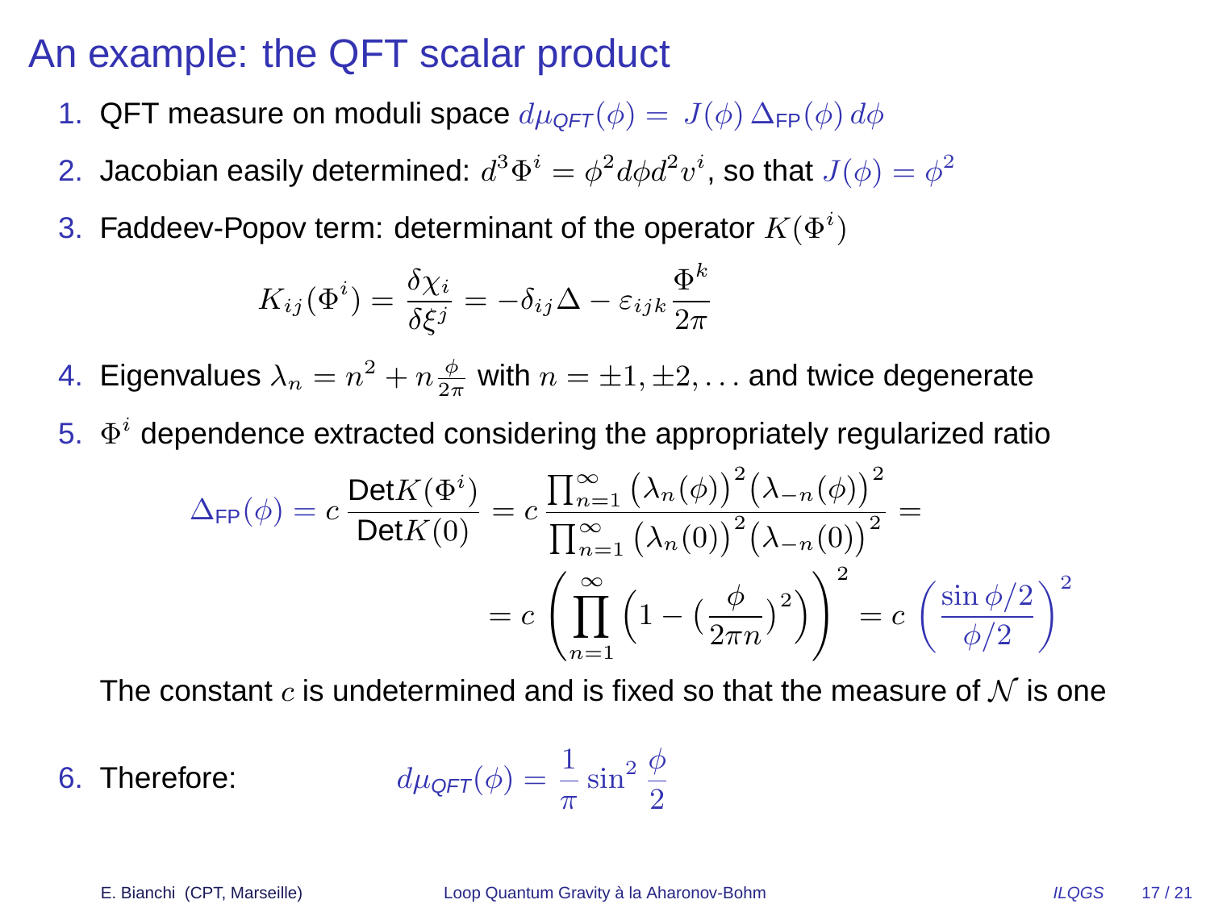# An example: the QFT scalar product

1. QFT measure on moduli space $d\mu_{QFT}(\phi) = J(\phi)\,\Delta_{\mathrm{FP}}(\phi)\,d\phi$
2. Jacobian easily determined: $d^3\Phi^i = \phi^2 d\phi d^2 v^i$, so that $J(\phi) = \phi^2$
3. Faddeev-Popov term: determinant of the operator $K(\Phi^i)$

$$K_{ij}(\Phi^i) = \frac{\delta\chi_i}{\delta\xi^j} = -\delta_{ij}\Delta - \varepsilon_{ijk}\frac{\Phi^k}{2\pi}$$

4. Eigenvalues $\lambda_n = n^2 + n\frac{\phi}{2\pi}$ with $n = \pm1, \pm2, \dots$ and twice degenerate
5. $\Phi^i$ dependence extracted considering the appropriately regularized ratio

$$\Delta_{\mathrm{FP}}(\phi) = c\,\frac{\mathrm{Det}K(\Phi^i)}{\mathrm{Det}K(0)} = c\,\frac{\prod_{n=1}^{\infty}\big(\lambda_n(\phi)\big)^2\big(\lambda_{-n}(\phi)\big)^2}{\prod_{n=1}^{\infty}\big(\lambda_n(0)\big)^2\big(\lambda_{-n}(0)\big)^2} =$$

$$= c\left(\prod_{n=1}^{\infty}\Big(1-\big(\frac{\phi}{2\pi n}\big)^2\Big)\right)^2 = c\,\left(\frac{\sin\phi/2}{\phi/2}\right)^2$$

The constant $c$ is undetermined and is fixed so that the measure of $\mathcal{N}$ is one

6. Therefore:

$$d\mu_{QFT}(\phi) = \frac{1}{\pi}\sin^2\frac{\phi}{2}$$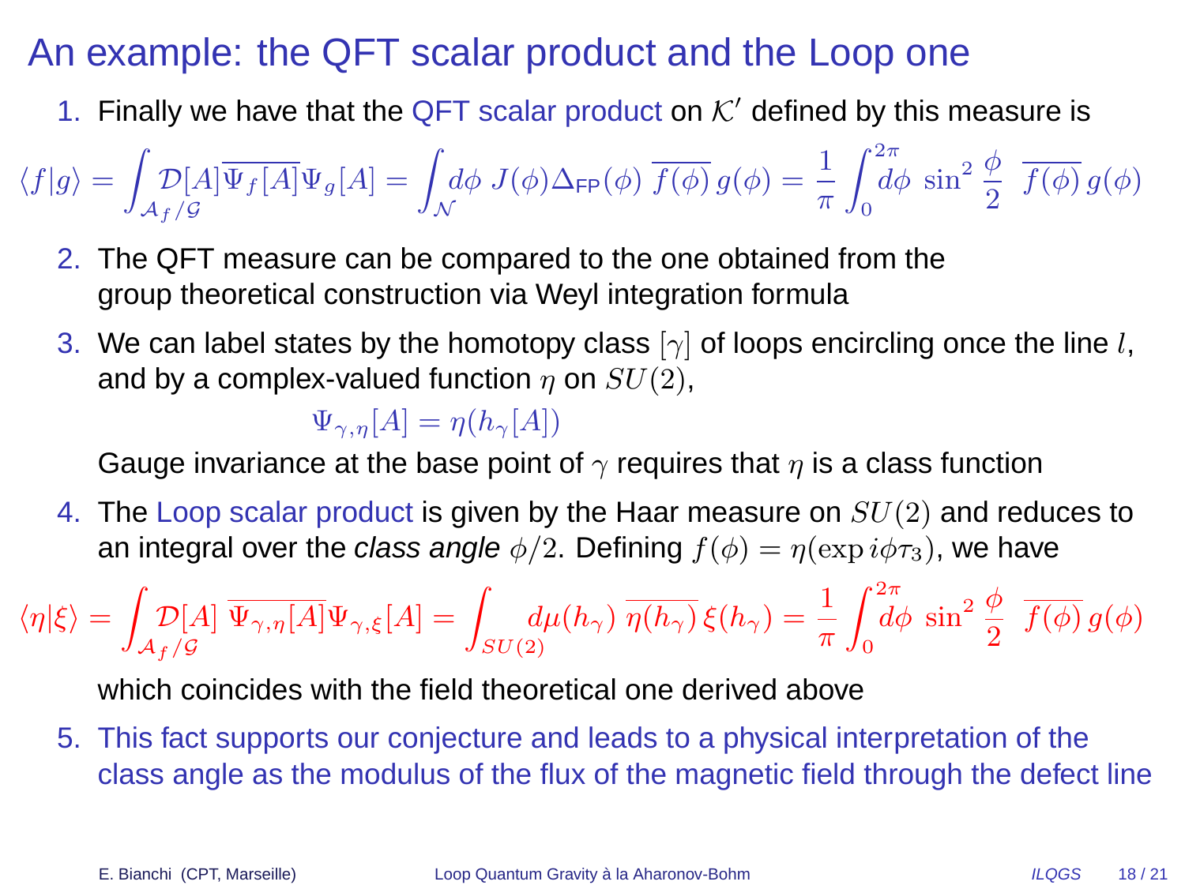# An example: the QFT scalar product and the Loop one

1. Finally we have that the QFT scalar product on $\mathcal{K}'$ defined by this measure is

$$\langle f|g\rangle = \int_{\mathcal{A}_f/\mathcal{G}} \mathcal{D}[A]\overline{\Psi_f[A]}\Psi_g[A] = \int_{\mathcal{N}} d\phi \; J(\phi)\Delta_{\mathsf{FP}}(\phi) \; \overline{f(\phi)}\, g(\phi) = \frac{1}{\pi}\int_0^{2\pi} d\phi \; \sin^2\frac{\phi}{2} \;\; \overline{f(\phi)}\, g(\phi)$$

2. The QFT measure can be compared to the one obtained from the group theoretical construction via Weyl integration formula

3. We can label states by the homotopy class $[\gamma]$ of loops encircling once the line $l$, and by a complex-valued function $\eta$ on $SU(2)$,

$$\Psi_{\gamma,\eta}[A] = \eta(h_\gamma[A])$$

   Gauge invariance at the base point of $\gamma$ requires that $\eta$ is a class function

4. The Loop scalar product is given by the Haar measure on $SU(2)$ and reduces to an integral over the *class angle* $\phi/2$. Defining $f(\phi) = \eta(\exp i\phi\tau_3)$, we have

$$\langle \eta|\xi\rangle = \int_{\mathcal{A}_f/\mathcal{G}} \mathcal{D}[A] \; \overline{\Psi_{\gamma,\eta}[A]}\Psi_{\gamma,\xi}[A] = \int_{SU(2)} d\mu(h_\gamma) \; \overline{\eta(h_\gamma)}\, \xi(h_\gamma) = \frac{1}{\pi}\int_0^{2\pi} d\phi \; \sin^2\frac{\phi}{2} \;\; \overline{f(\phi)}\, g(\phi)$$

   which coincides with the field theoretical one derived above

5. This fact supports our conjecture and leads to a physical interpretation of the class angle as the modulus of the flux of the magnetic field through the defect line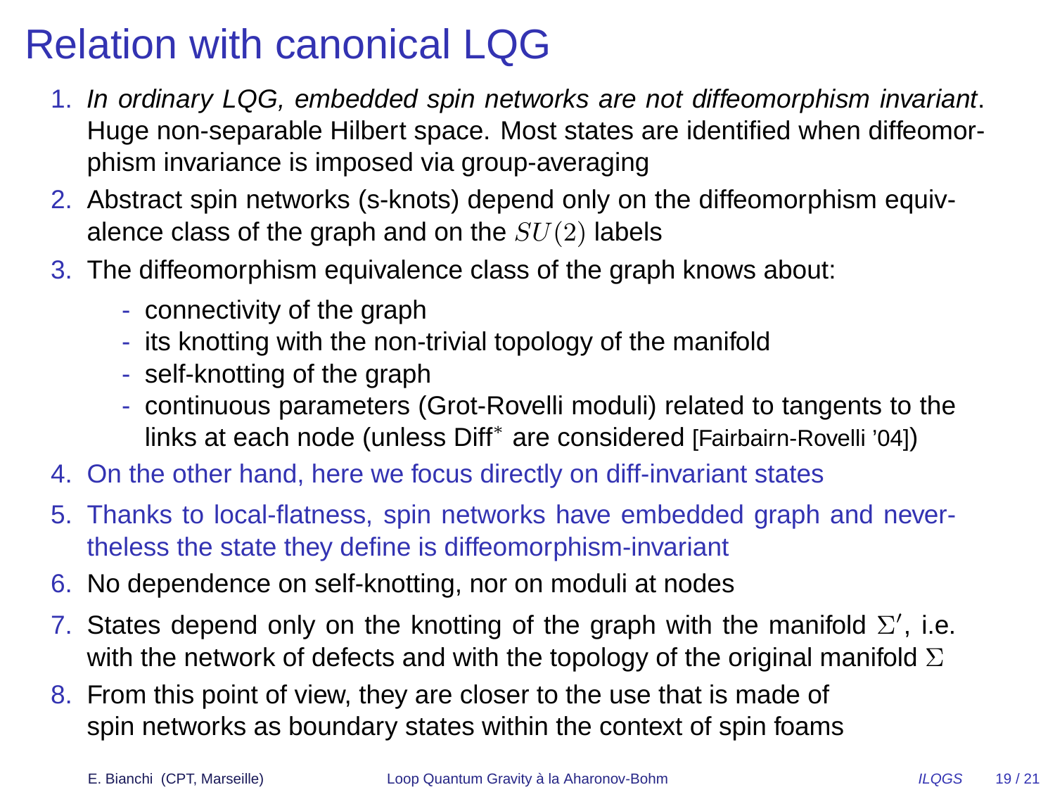# Relation with canonical LQG

1. *In ordinary LQG, embedded spin networks are not diffeomorphism invariant*. Huge non-separable Hilbert space. Most states are identified when diffeomorphism invariance is imposed via group-averaging
2. Abstract spin networks (s-knots) depend only on the diffeomorphism equivalence class of the graph and on the $SU(2)$ labels
3. The diffeomorphism equivalence class of the graph knows about:
   - connectivity of the graph
   - its knotting with the non-trivial topology of the manifold
   - self-knotting of the graph
   - continuous parameters (Grot-Rovelli moduli) related to tangents to the links at each node (unless Diff$^*$ are considered [Fairbairn-Rovelli '04])
4. On the other hand, here we focus directly on diff-invariant states
5. Thanks to local-flatness, spin networks have embedded graph and nevertheless the state they define is diffeomorphism-invariant
6. No dependence on self-knotting, nor on moduli at nodes
7. States depend only on the knotting of the graph with the manifold $\Sigma'$, i.e. with the network of defects and with the topology of the original manifold $\Sigma$
8. From this point of view, they are closer to the use that is made of spin networks as boundary states within the context of spin foams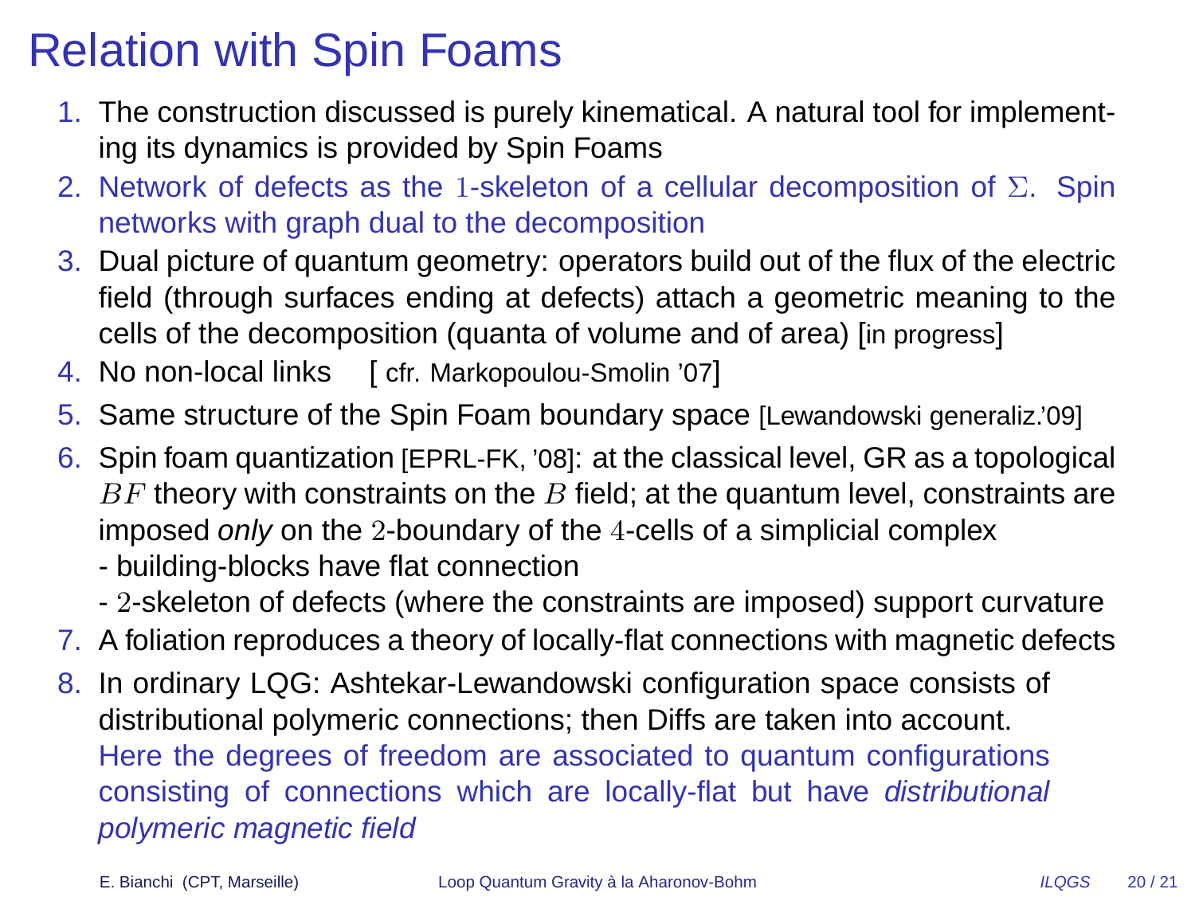# Relation with Spin Foams

1. The construction discussed is purely kinematical. A natural tool for implementing its dynamics is provided by Spin Foams
2. Network of defects as the $1$-skeleton of a cellular decomposition of $\Sigma$. Spin networks with graph dual to the decomposition
3. Dual picture of quantum geometry: operators build out of the flux of the electric field (through surfaces ending at defects) attach a geometric meaning to the cells of the decomposition (quanta of volume and of area) [in progress]
4. No non-local links [ cfr. Markopoulou-Smolin '07]
5. Same structure of the Spin Foam boundary space [Lewandowski generaliz.'09]
6. Spin foam quantization [EPRL-FK, '08]: at the classical level, GR as a topological $BF$ theory with constraints on the $B$ field; at the quantum level, constraints are imposed *only* on the $2$-boundary of the $4$-cells of a simplicial complex
   - building-blocks have flat connection
   - $2$-skeleton of defects (where the constraints are imposed) support curvature
7. A foliation reproduces a theory of locally-flat connections with magnetic defects
8. In ordinary LQG: Ashtekar-Lewandowski configuration space consists of distributional polymeric connections; then Diffs are taken into account.
   Here the degrees of freedom are associated to quantum configurations consisting of connections which are locally-flat but have *distributional polymeric magnetic field*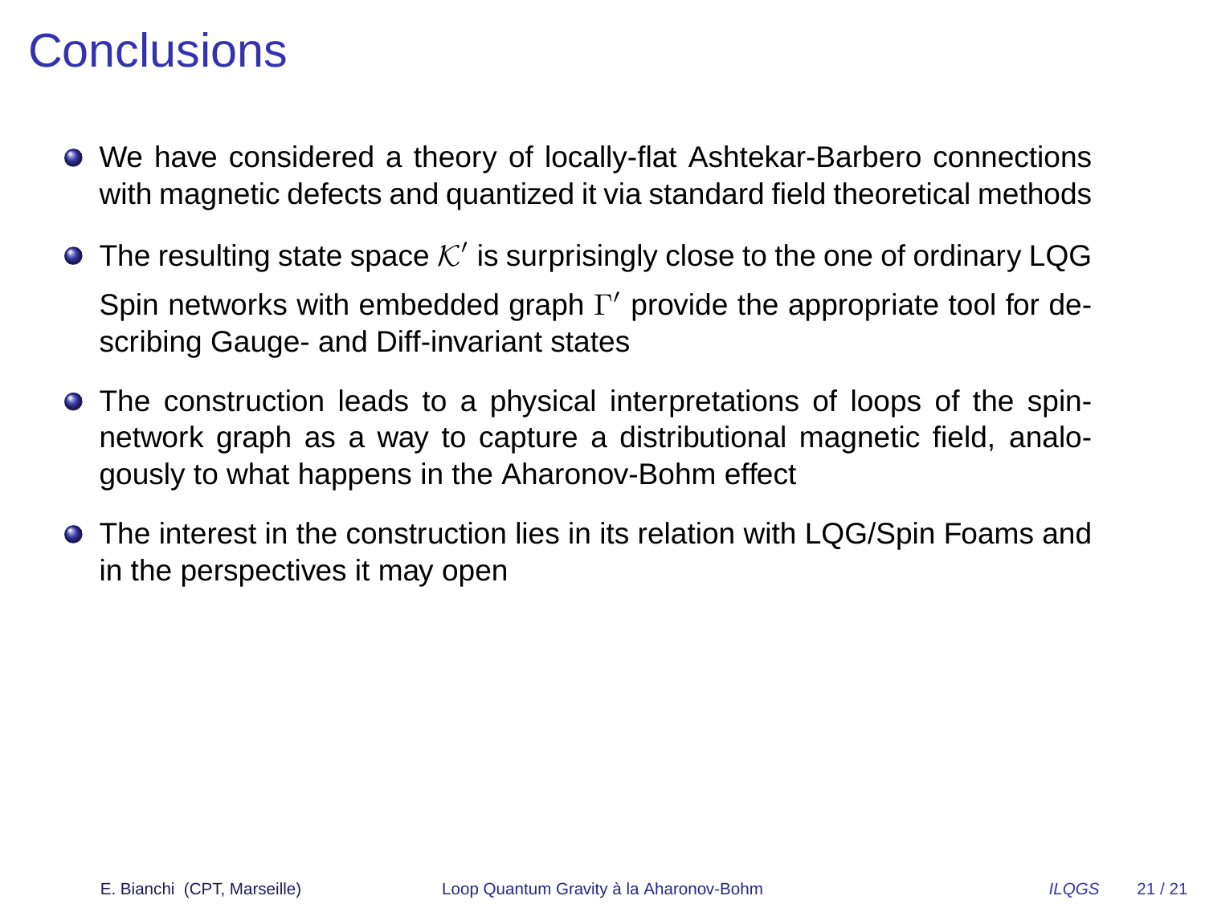# Conclusions

- We have considered a theory of locally-flat Ashtekar-Barbero connections with magnetic defects and quantized it via standard field theoretical methods
- The resulting state space $\mathcal{K}'$ is surprisingly close to the one of ordinary LQG

  Spin networks with embedded graph $\Gamma'$ provide the appropriate tool for describing Gauge- and Diff-invariant states
- The construction leads to a physical interpretations of loops of the spin-network graph as a way to capture a distributional magnetic field, analogously to what happens in the Aharonov-Bohm effect
- The interest in the construction lies in its relation with LQG/Spin Foams and in the perspectives it may open